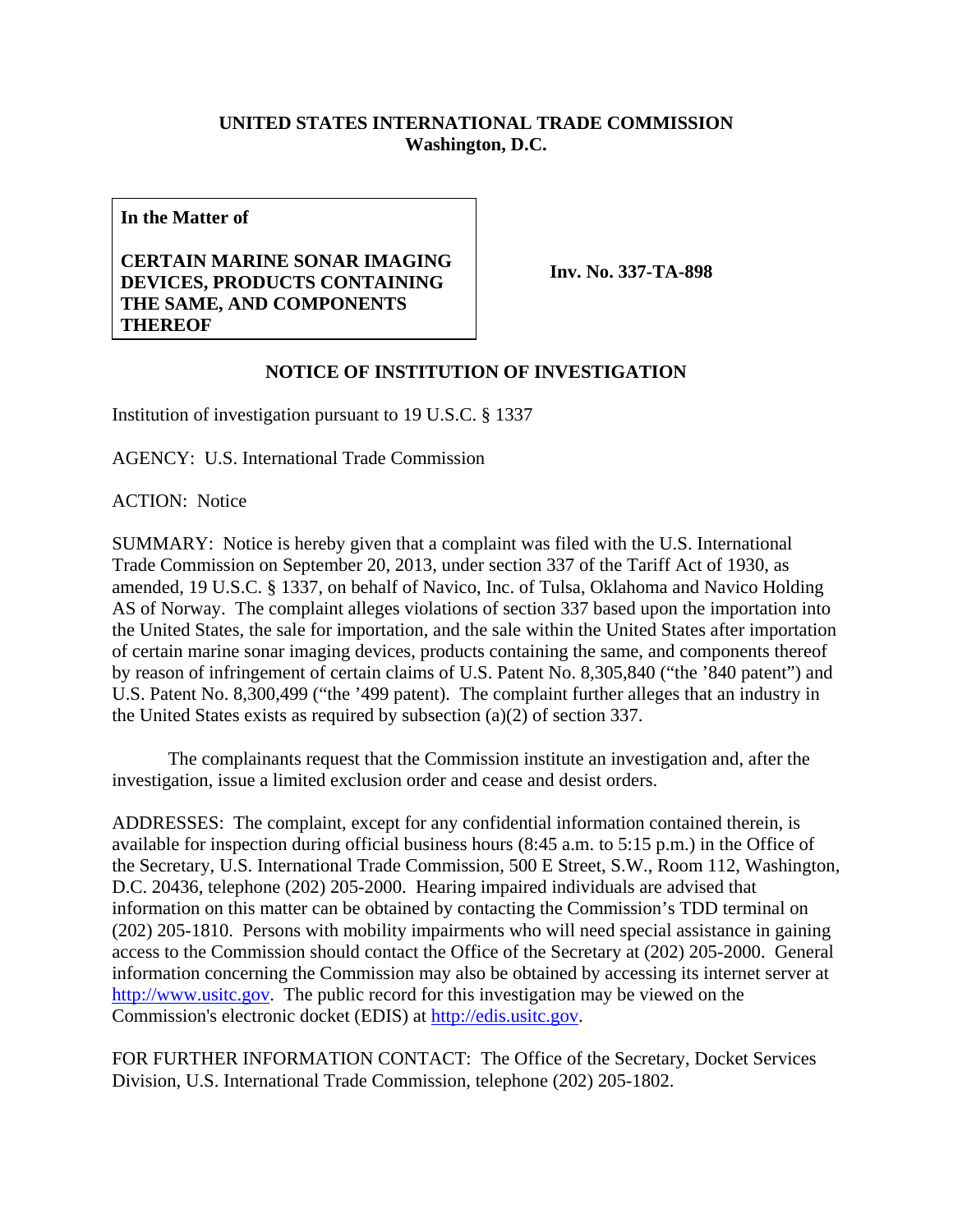**UNITED STATES INTERNATIONAL TRADE COMMISSION**
**Washington, D.C.**

| **In the Matter of**<br><br>**CERTAIN MARINE SONAR IMAGING DEVICES, PRODUCTS CONTAINING THE SAME, AND COMPONENTS THEREOF** | **Inv. No. 337-TA-898** |
|---|---|

## NOTICE OF INSTITUTION OF INVESTIGATION

Institution of investigation pursuant to 19 U.S.C. § 1337

AGENCY: U.S. International Trade Commission

ACTION: Notice

SUMMARY: Notice is hereby given that a complaint was filed with the U.S. International Trade Commission on September 20, 2013, under section 337 of the Tariff Act of 1930, as amended, 19 U.S.C. § 1337, on behalf of Navico, Inc. of Tulsa, Oklahoma and Navico Holding AS of Norway. The complaint alleges violations of section 337 based upon the importation into the United States, the sale for importation, and the sale within the United States after importation of certain marine sonar imaging devices, products containing the same, and components thereof by reason of infringement of certain claims of U.S. Patent No. 8,305,840 ("the '840 patent") and U.S. Patent No. 8,300,499 ("the '499 patent). The complaint further alleges that an industry in the United States exists as required by subsection (a)(2) of section 337.

The complainants request that the Commission institute an investigation and, after the investigation, issue a limited exclusion order and cease and desist orders.

ADDRESSES: The complaint, except for any confidential information contained therein, is available for inspection during official business hours (8:45 a.m. to 5:15 p.m.) in the Office of the Secretary, U.S. International Trade Commission, 500 E Street, S.W., Room 112, Washington, D.C. 20436, telephone (202) 205-2000. Hearing impaired individuals are advised that information on this matter can be obtained by contacting the Commission's TDD terminal on (202) 205-1810. Persons with mobility impairments who will need special assistance in gaining access to the Commission should contact the Office of the Secretary at (202) 205-2000. General information concerning the Commission may also be obtained by accessing its internet server at http://www.usitc.gov. The public record for this investigation may be viewed on the Commission's electronic docket (EDIS) at http://edis.usitc.gov.

FOR FURTHER INFORMATION CONTACT: The Office of the Secretary, Docket Services Division, U.S. International Trade Commission, telephone (202) 205-1802.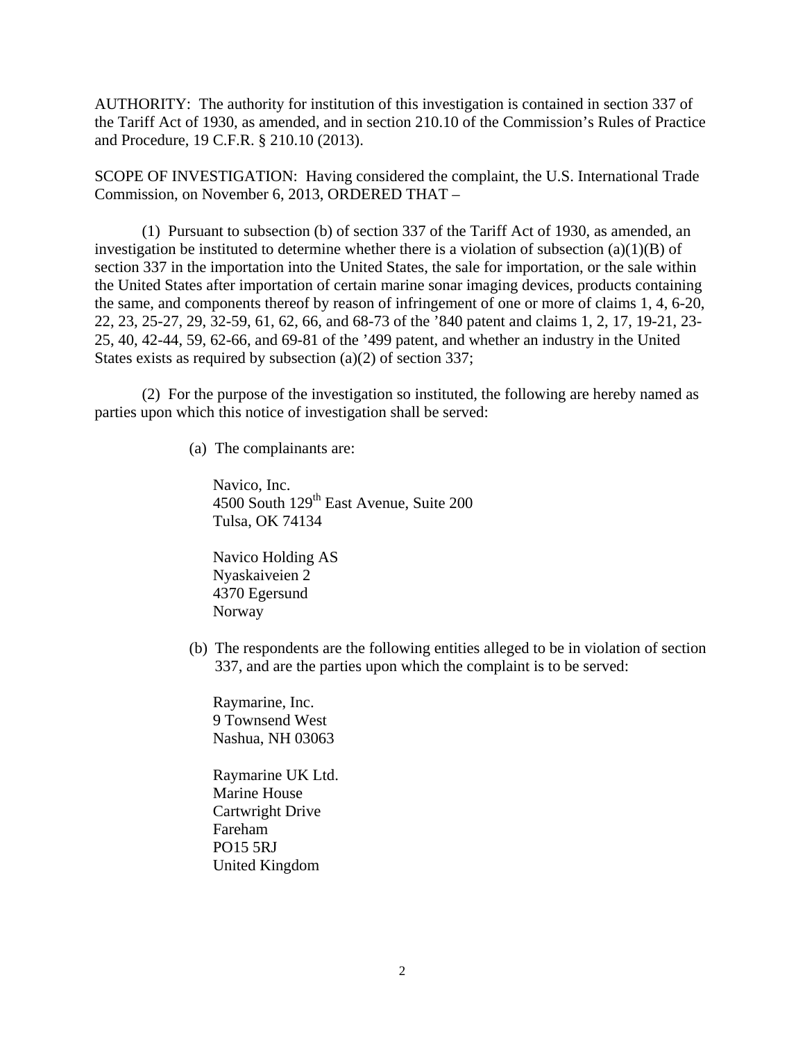AUTHORITY: The authority for institution of this investigation is contained in section 337 of the Tariff Act of 1930, as amended, and in section 210.10 of the Commission's Rules of Practice and Procedure, 19 C.F.R. § 210.10 (2013).

SCOPE OF INVESTIGATION: Having considered the complaint, the U.S. International Trade Commission, on November 6, 2013, ORDERED THAT –

(1) Pursuant to subsection (b) of section 337 of the Tariff Act of 1930, as amended, an investigation be instituted to determine whether there is a violation of subsection (a)(1)(B) of section 337 in the importation into the United States, the sale for importation, or the sale within the United States after importation of certain marine sonar imaging devices, products containing the same, and components thereof by reason of infringement of one or more of claims 1, 4, 6-20, 22, 23, 25-27, 29, 32-59, 61, 62, 66, and 68-73 of the '840 patent and claims 1, 2, 17, 19-21, 23-25, 40, 42-44, 59, 62-66, and 69-81 of the '499 patent, and whether an industry in the United States exists as required by subsection (a)(2) of section 337;

(2) For the purpose of the investigation so instituted, the following are hereby named as parties upon which this notice of investigation shall be served:

(a) The complainants are:

Navico, Inc.
4500 South 129th East Avenue, Suite 200
Tulsa, OK 74134

Navico Holding AS
Nyaskaiveien 2
4370 Egersund
Norway

(b) The respondents are the following entities alleged to be in violation of section 337, and are the parties upon which the complaint is to be served:

Raymarine, Inc.
9 Townsend West
Nashua, NH 03063

Raymarine UK Ltd.
Marine House
Cartwright Drive
Fareham
PO15 5RJ
United Kingdom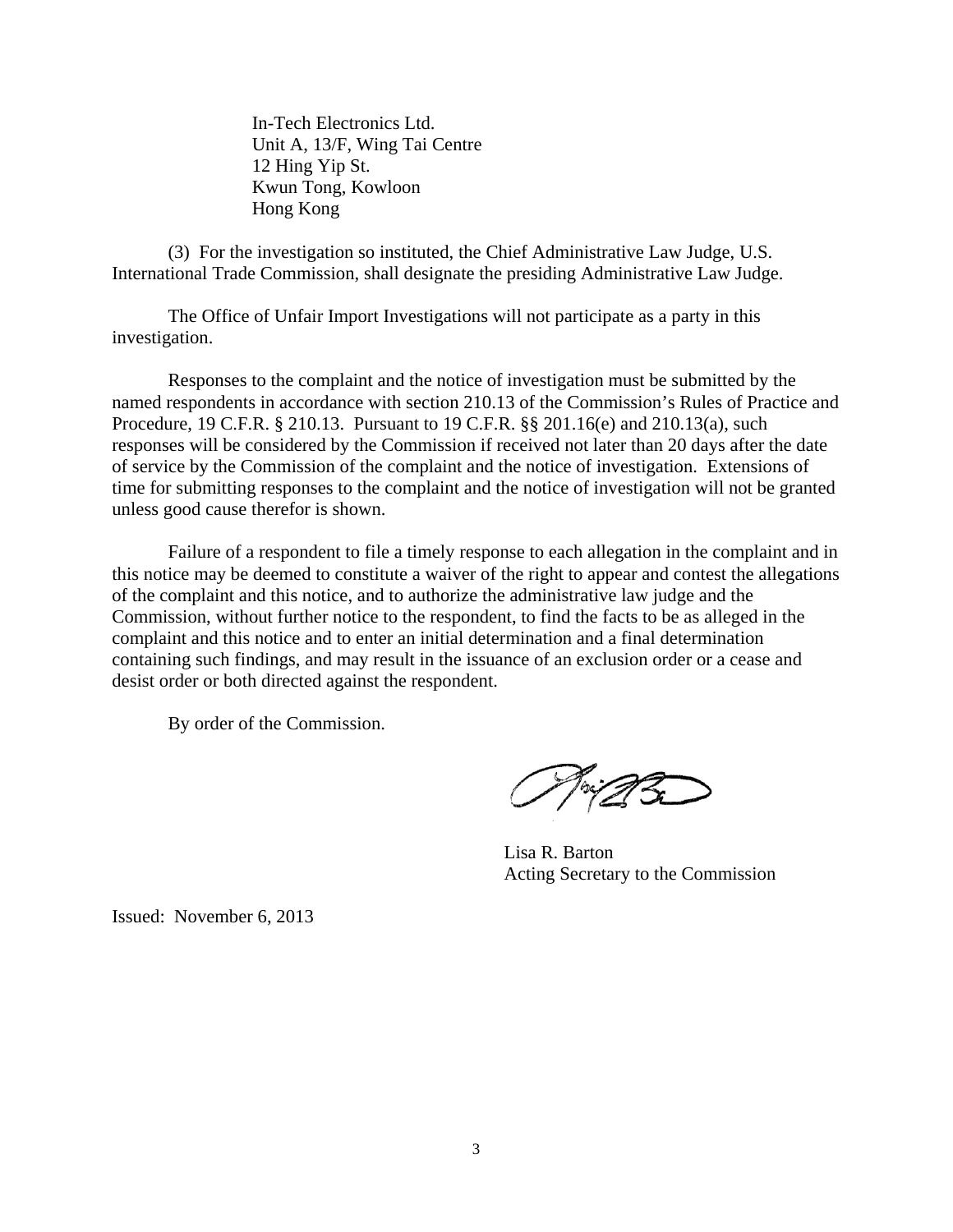In-Tech Electronics Ltd.
Unit A, 13/F, Wing Tai Centre
12 Hing Yip St.
Kwun Tong, Kowloon
Hong Kong

(3) For the investigation so instituted, the Chief Administrative Law Judge, U.S. International Trade Commission, shall designate the presiding Administrative Law Judge.

The Office of Unfair Import Investigations will not participate as a party in this investigation.

Responses to the complaint and the notice of investigation must be submitted by the named respondents in accordance with section 210.13 of the Commission's Rules of Practice and Procedure, 19 C.F.R. § 210.13. Pursuant to 19 C.F.R. §§ 201.16(e) and 210.13(a), such responses will be considered by the Commission if received not later than 20 days after the date of service by the Commission of the complaint and the notice of investigation. Extensions of time for submitting responses to the complaint and the notice of investigation will not be granted unless good cause therefor is shown.

Failure of a respondent to file a timely response to each allegation in the complaint and in this notice may be deemed to constitute a waiver of the right to appear and contest the allegations of the complaint and this notice, and to authorize the administrative law judge and the Commission, without further notice to the respondent, to find the facts to be as alleged in the complaint and this notice and to enter an initial determination and a final determination containing such findings, and may result in the issuance of an exclusion order or a cease and desist order or both directed against the respondent.

By order of the Commission.

Lisa R. Barton
Acting Secretary to the Commission

Issued: November 6, 2013